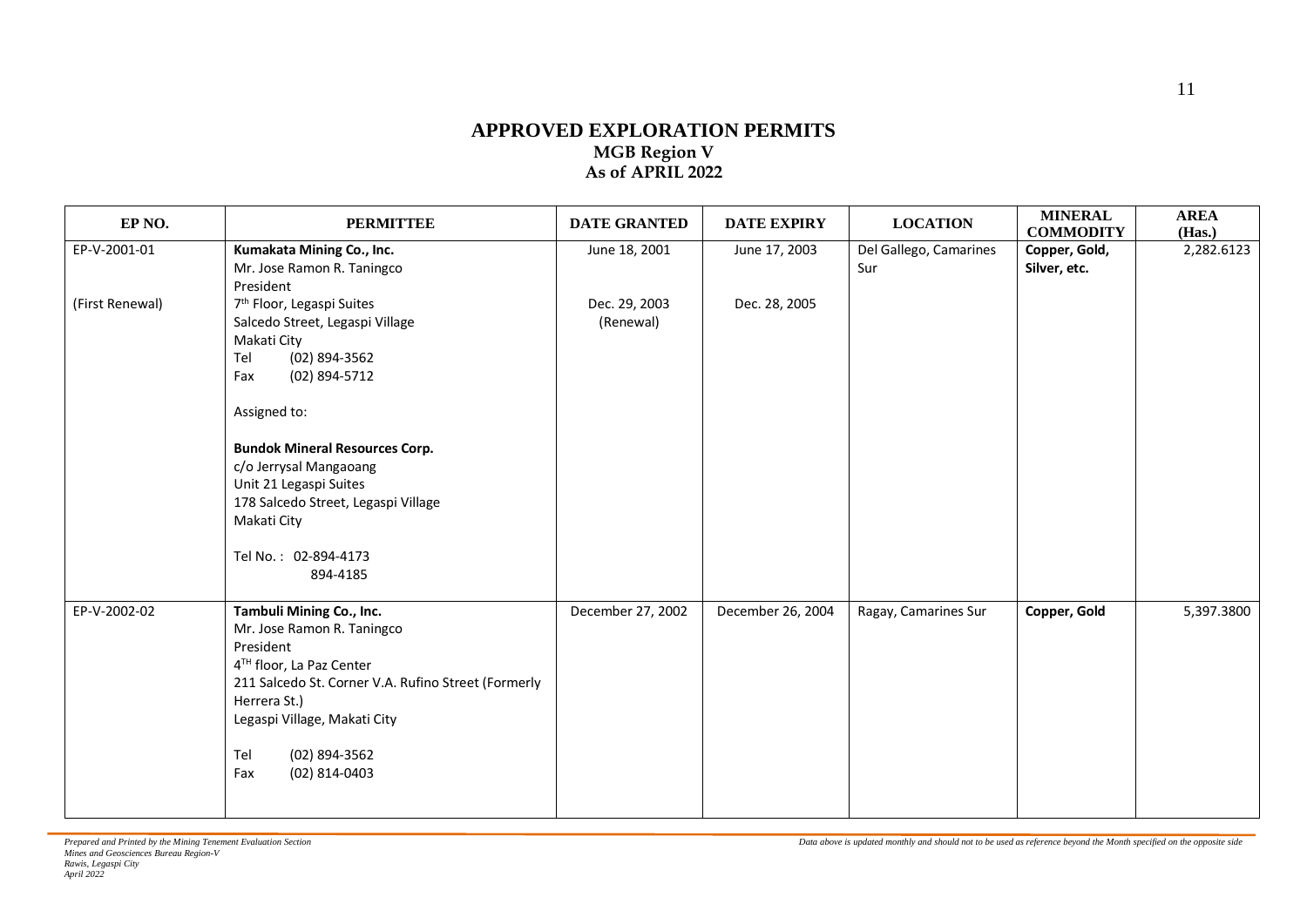# APPROVED EXPLORATION PERMITS

## MGB Region V

## As of APRIL 2022

| EP NO. | PERMITTEE | DATE GRANTED | DATE EXPIRY | LOCATION | MINERAL COMMODITY | AREA (Has.) |
|---|---|---|---|---|---|---|
| EP-V-2001-01<br><br>(First Renewal) | **Kumakata Mining Co., Inc.**<br>Mr. Jose Ramon R. Taningco<br>President<br>7th Floor, Legaspi Suites<br>Salcedo Street, Legaspi Village<br>Makati City<br>Tel (02) 894-3562<br>Fax (02) 894-5712<br><br>Assigned to:<br><br>**Bundok Mineral Resources Corp.**<br>c/o Jerrysal Mangaoang<br>Unit 21 Legaspi Suites<br>178 Salcedo Street, Legaspi Village<br>Makati City<br><br>Tel No. : 02-894-4173<br>894-4185 | June 18, 2001<br><br>Dec. 29, 2003<br>(Renewal) | June 17, 2003<br><br>Dec. 28, 2005 | Del Gallego, Camarines Sur | **Copper, Gold, Silver, etc.** | 2,282.6123 |
| EP-V-2002-02 | **Tambuli Mining Co., Inc.**<br>Mr. Jose Ramon R. Taningco<br>President<br>4TH floor, La Paz Center<br>211 Salcedo St. Corner V.A. Rufino Street (Formerly Herrera St.)<br>Legaspi Village, Makati City<br><br>Tel (02) 894-3562<br>Fax (02) 814-0403 | December 27, 2002 | December 26, 2004 | Ragay, Camarines Sur | **Copper, Gold** | 5,397.3800 |

*Prepared and Printed by the Mining Tenement Evaluation Section*
*Mines and Geosciences Bureau Region-V*
*Rawis, Legaspi City*
*April 2022*

*Data above is updated monthly and should not to be used as reference beyond the Month specified on the opposite side*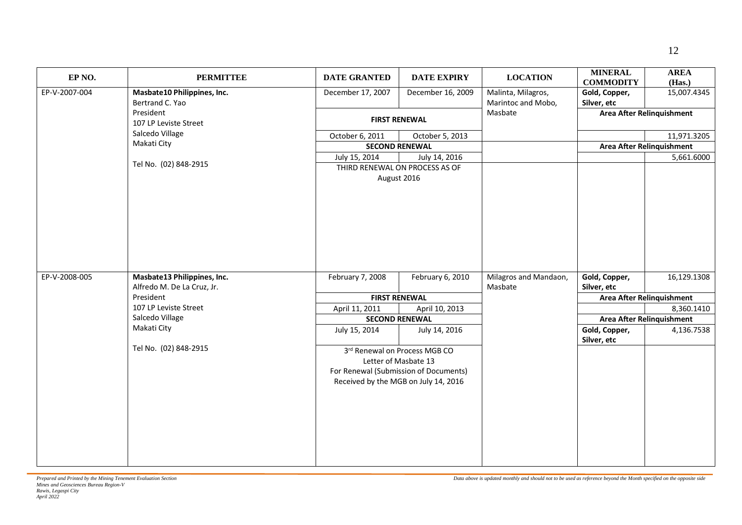| EP NO. | PERMITTEE | DATE GRANTED | DATE EXPIRY | LOCATION | MINERAL COMMODITY | AREA (Has.) |
|---|---|---|---|---|---|---|
| EP-V-2007-004 | **Masbate10 Philippines, Inc.**<br>Bertrand C. Yao<br>President<br>107 LP Leviste Street<br>Salcedo Village<br>Makati City<br><br>Tel No. (02) 848-2915 | December 17, 2007 | December 16, 2009 | Malinta, Milagros, Marintoc and Mobo, Masbate | **Gold, Copper, Silver, etc** | 15,007.4345 |
| | | **FIRST RENEWAL** | | | **Area After Relinquishment** | |
| | | October 6, 2011 | October 5, 2013 | | | 11,971.3205 |
| | | **SECOND RENEWAL** | | | **Area After Relinquishment** | |
| | | July 15, 2014 | July 14, 2016 | | | 5,661.6000 |
| | | THIRD RENEWAL ON PROCESS AS OF August 2016 | | | | |
| EP-V-2008-005 | **Masbate13 Philippines, Inc.**<br>Alfredo M. De La Cruz, Jr.<br>President<br>107 LP Leviste Street<br>Salcedo Village<br>Makati City<br><br>Tel No. (02) 848-2915 | February 7, 2008 | February 6, 2010 | Milagros and Mandaon, Masbate | **Gold, Copper, Silver, etc** | 16,129.1308 |
| | | **FIRST RENEWAL** | | | **Area After Relinquishment** | |
| | | April 11, 2011 | April 10, 2013 | | | 8,360.1410 |
| | | **SECOND RENEWAL** | | | **Area After Relinquishment** | |
| | | July 15, 2014 | July 14, 2016 | | **Gold, Copper, Silver, etc** | 4,136.7538 |
| | | 3rd Renewal on Process MGB CO Letter of Masbate 13 For Renewal (Submission of Documents) Received by the MGB on July 14, 2016 | | | | |

*Prepared and Printed by the Mining Tenement Evaluation Section*
*Mines and Geosciences Bureau Region-V*
*Rawis, Legaspi City*
*April 2022*

*Data above is updated monthly and should not to be used as reference beyond the Month specified on the opposite side*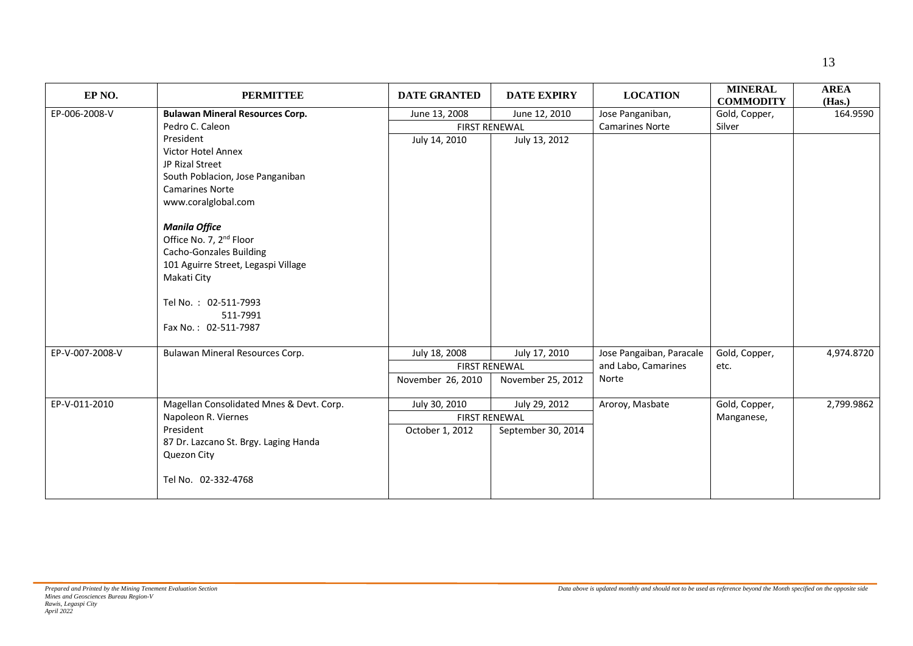| EP NO. | PERMITTEE | DATE GRANTED | DATE EXPIRY | LOCATION | MINERAL COMMODITY | AREA (Has.) |
|---|---|---|---|---|---|---|
| EP-006-2008-V | **Bulawan Mineral Resources Corp.**<br>Pedro C. Caleon<br>President<br>Victor Hotel Annex<br>JP Rizal Street<br>South Poblacion, Jose Panganiban<br>Camarines Norte<br>www.coralglobal.com<br><br>***Manila Office***<br>Office No. 7, 2nd Floor<br>Cacho-Gonzales Building<br>101 Aguirre Street, Legaspi Village<br>Makati City<br><br>Tel No. : 02-511-7993<br>511-7991<br>Fax No. : 02-511-7987 | June 13, 2008<br>FIRST RENEWAL<br>July 14, 2010 | June 12, 2010<br><br>July 13, 2012 | Jose Panganiban, Camarines Norte | Gold, Copper, Silver | 164.9590 |
| EP-V-007-2008-V | Bulawan Mineral Resources Corp. | July 18, 2008<br>FIRST RENEWAL<br>November 26, 2010 | July 17, 2010<br><br>November 25, 2012 | Jose Pangaibang, Paracale and Labo, Camarines Norte | Gold, Copper, etc. | 4,974.8720 |
| EP-V-011-2010 | Magellan Consolidated Mnes & Devt. Corp.<br>Napoleon R. Viernes<br>President<br>87 Dr. Lazcano St. Brgy. Laging Handa<br>Quezon City<br><br>Tel No. 02-332-4768 | July 30, 2010<br>FIRST RENEWAL<br>October 1, 2012 | July 29, 2012<br><br>September 30, 2014 | Aroroy, Masbate | Gold, Copper, Manganese, | 2,799.9862 |

*Prepared and Printed by the Mining Tenement Evaluation Section*
*Mines and Geosciences Bureau Region-V*
*Rawis, Legaspi City*
*April 2022*

*Data above is updated monthly and should not to be used as reference beyond the Month specified on the opposite side*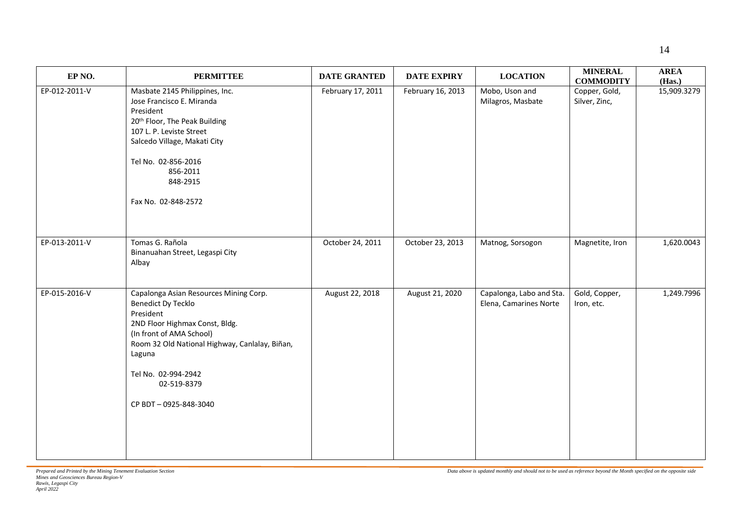| EP NO. | PERMITTEE | DATE GRANTED | DATE EXPIRY | LOCATION | MINERAL COMMODITY | AREA (Has.) |
|---|---|---|---|---|---|---|
| EP-012-2011-V | Masbate 2145 Philippines, Inc.<br>Jose Francisco E. Miranda<br>President<br>20th Floor, The Peak Building<br>107 L. P. Leviste Street<br>Salcedo Village, Makati City<br><br>Tel No. 02-856-2016<br>856-2011<br>848-2915<br><br>Fax No. 02-848-2572 | February 17, 2011 | February 16, 2013 | Mobo, Uson and Milagros, Masbate | Copper, Gold, Silver, Zinc, | 15,909.3279 |
| EP-013-2011-V | Tomas G. Rañola<br>Binanuahan Street, Legaspi City<br>Albay | October 24, 2011 | October 23, 2013 | Matnog, Sorsogon | Magnetite, Iron | 1,620.0043 |
| EP-015-2016-V | Capalonga Asian Resources Mining Corp.<br>Benedict Dy Tecklo<br>President<br>2ND Floor Highmax Const, Bldg.<br>(In front of AMA School)<br>Room 32 Old National Highway, Canlalay, Biñan, Laguna<br><br>Tel No. 02-994-2942<br>02-519-8379<br><br>CP BDT – 0925-848-3040 | August 22, 2018 | August 21, 2020 | Capalonga, Labo and Sta. Elena, Camarines Norte | Gold, Copper, Iron, etc. | 1,249.7996 |

*Prepared and Printed by the Mining Tenement Evaluation Section*
*Mines and Geosciences Bureau Region-V*
*Rawis, Legaspi City*
*April 2022*

*Data above is updated monthly and should not to be used as reference beyond the Month specified on the opposite side*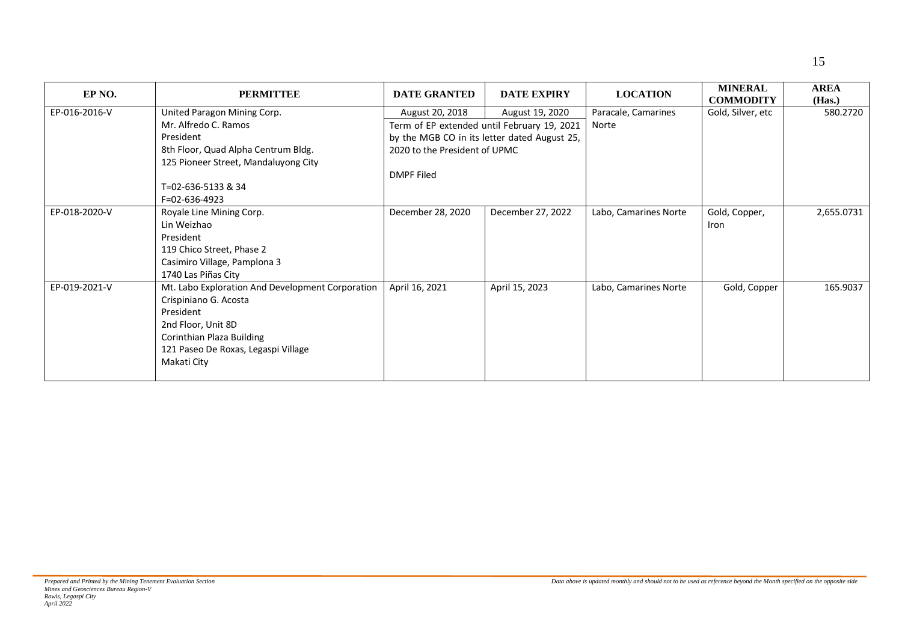| EP NO. | PERMITTEE | DATE GRANTED | DATE EXPIRY | LOCATION | MINERAL COMMODITY | AREA (Has.) |
|---|---|---|---|---|---|---|
| EP-016-2016-V | United Paragon Mining Corp.<br>Mr. Alfredo C. Ramos<br>President<br>8th Floor, Quad Alpha Centrum Bldg.<br>125 Pioneer Street, Mandaluyong City<br><br>T=02-636-5133 & 34<br>F=02-636-4923 | August 20, 2018<br>Term of EP extended until February 19, 2021 by the MGB CO in its letter dated August 25, 2020 to the President of UPMC<br><br>DMPF Filed | August 19, 2020 | Paracale, Camarines Norte | Gold, Silver, etc | 580.2720 |
| EP-018-2020-V | Royale Line Mining Corp.<br>Lin Weizhao<br>President<br>119 Chico Street, Phase 2<br>Casimiro Village, Pamplona 3<br>1740 Las Piñas City | December 28, 2020 | December 27, 2022 | Labo, Camarines Norte | Gold, Copper, Iron | 2,655.0731 |
| EP-019-2021-V | Mt. Labo Exploration And Development Corporation<br>Crispiniano G. Acosta<br>President<br>2nd Floor, Unit 8D<br>Corinthian Plaza Building<br>121 Paseo De Roxas, Legaspi Village<br>Makati City | April 16, 2021 | April 15, 2023 | Labo, Camarines Norte | Gold, Copper | 165.9037 |

*Prepared and Printed by the Mining Tenement Evaluation Section*
*Mines and Geosciences Bureau Region-V*
*Rawis, Legaspi City*
*April 2022*

*Data above is updated monthly and should not to be used as reference beyond the Month specified on the opposite side*